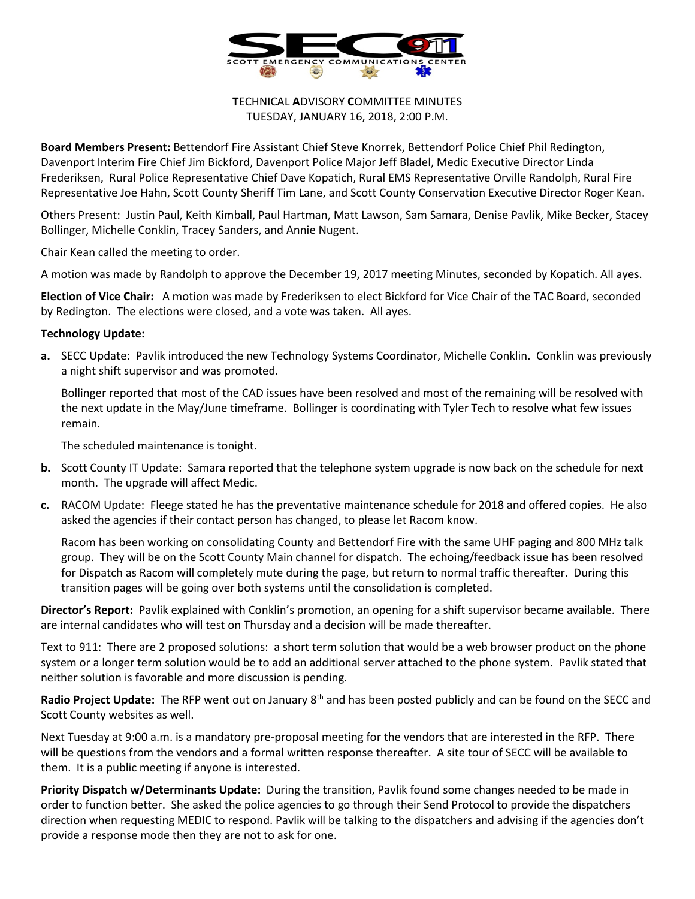**T**ECHNICAL **A**DVISORY **C**OMMITTEE MINUTES
TUESDAY, JANUARY 16, 2018, 2:00 P.M.

**Board Members Present:** Bettendorf Fire Assistant Chief Steve Knorrek, Bettendorf Police Chief Phil Redington, Davenport Interim Fire Chief Jim Bickford, Davenport Police Major Jeff Bladel, Medic Executive Director Linda Frederiksen, Rural Police Representative Chief Dave Kopatich, Rural EMS Representative Orville Randolph, Rural Fire Representative Joe Hahn, Scott County Sheriff Tim Lane, and Scott County Conservation Executive Director Roger Kean.

Others Present: Justin Paul, Keith Kimball, Paul Hartman, Matt Lawson, Sam Samara, Denise Pavlik, Mike Becker, Stacey Bollinger, Michelle Conklin, Tracey Sanders, and Annie Nugent.

Chair Kean called the meeting to order.

A motion was made by Randolph to approve the December 19, 2017 meeting Minutes, seconded by Kopatich. All ayes.

**Election of Vice Chair:** A motion was made by Frederiksen to elect Bickford for Vice Chair of the TAC Board, seconded by Redington. The elections were closed, and a vote was taken. All ayes.

**Technology Update:**

**a.** SECC Update: Pavlik introduced the new Technology Systems Coordinator, Michelle Conklin. Conklin was previously a night shift supervisor and was promoted.

Bollinger reported that most of the CAD issues have been resolved and most of the remaining will be resolved with the next update in the May/June timeframe. Bollinger is coordinating with Tyler Tech to resolve what few issues remain.

The scheduled maintenance is tonight.

**b.** Scott County IT Update: Samara reported that the telephone system upgrade is now back on the schedule for next month. The upgrade will affect Medic.

**c.** RACOM Update: Fleege stated he has the preventative maintenance schedule for 2018 and offered copies. He also asked the agencies if their contact person has changed, to please let Racom know.

Racom has been working on consolidating County and Bettendorf Fire with the same UHF paging and 800 MHz talk group. They will be on the Scott County Main channel for dispatch. The echoing/feedback issue has been resolved for Dispatch as Racom will completely mute during the page, but return to normal traffic thereafter. During this transition pages will be going over both systems until the consolidation is completed.

**Director's Report:** Pavlik explained with Conklin's promotion, an opening for a shift supervisor became available. There are internal candidates who will test on Thursday and a decision will be made thereafter.

Text to 911: There are 2 proposed solutions: a short term solution that would be a web browser product on the phone system or a longer term solution would be to add an additional server attached to the phone system. Pavlik stated that neither solution is favorable and more discussion is pending.

**Radio Project Update:** The RFP went out on January 8th and has been posted publicly and can be found on the SECC and Scott County websites as well.

Next Tuesday at 9:00 a.m. is a mandatory pre-proposal meeting for the vendors that are interested in the RFP. There will be questions from the vendors and a formal written response thereafter. A site tour of SECC will be available to them. It is a public meeting if anyone is interested.

**Priority Dispatch w/Determinants Update:** During the transition, Pavlik found some changes needed to be made in order to function better. She asked the police agencies to go through their Send Protocol to provide the dispatchers direction when requesting MEDIC to respond. Pavlik will be talking to the dispatchers and advising if the agencies don't provide a response mode then they are not to ask for one.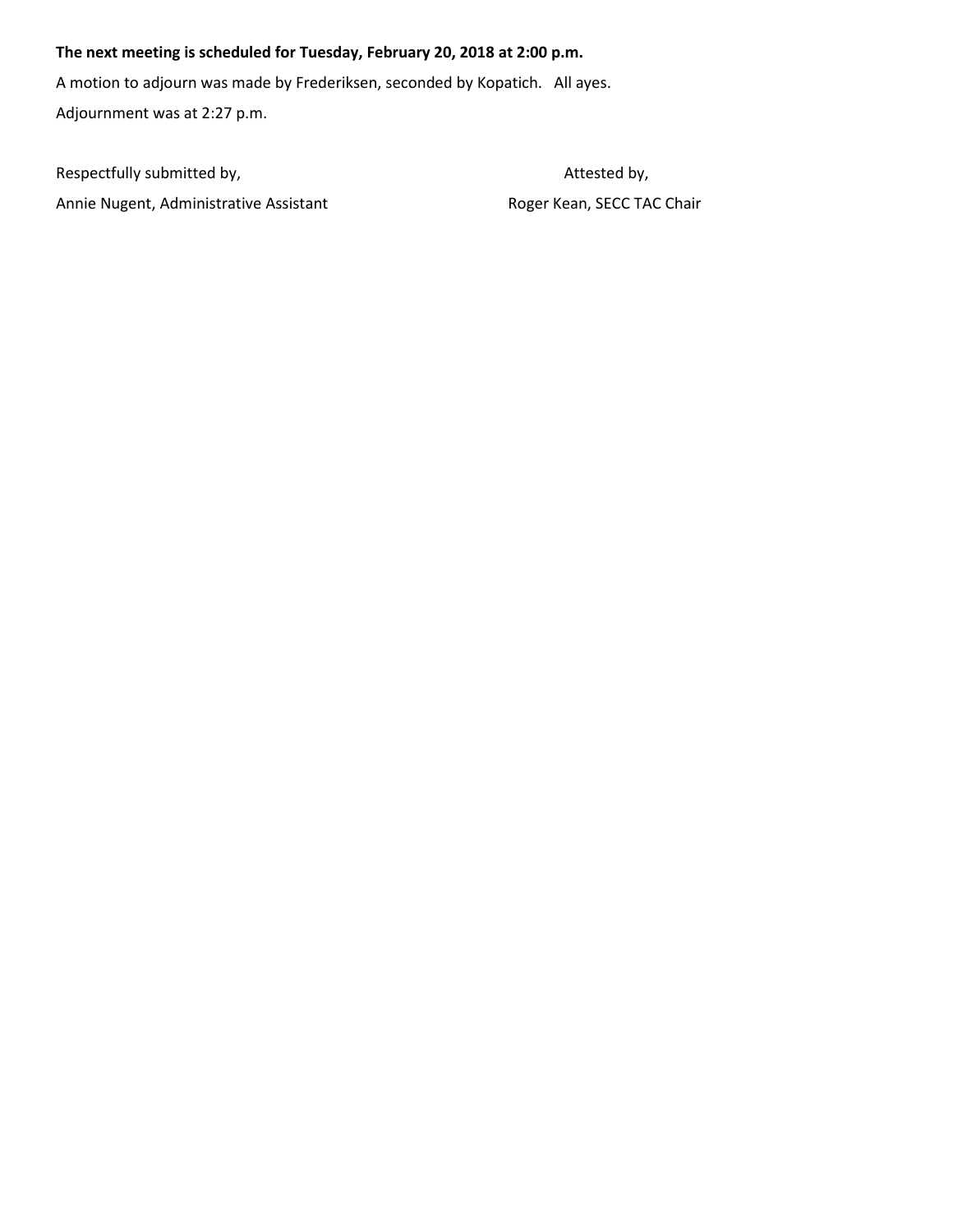**The next meeting is scheduled for Tuesday, February 20, 2018 at 2:00 p.m.**

A motion to adjourn was made by Frederiksen, seconded by Kopatich. All ayes.

Adjournment was at 2:27 p.m.

Respectfully submitted by,

Annie Nugent, Administrative Assistant

Attested by,

Roger Kean, SECC TAC Chair